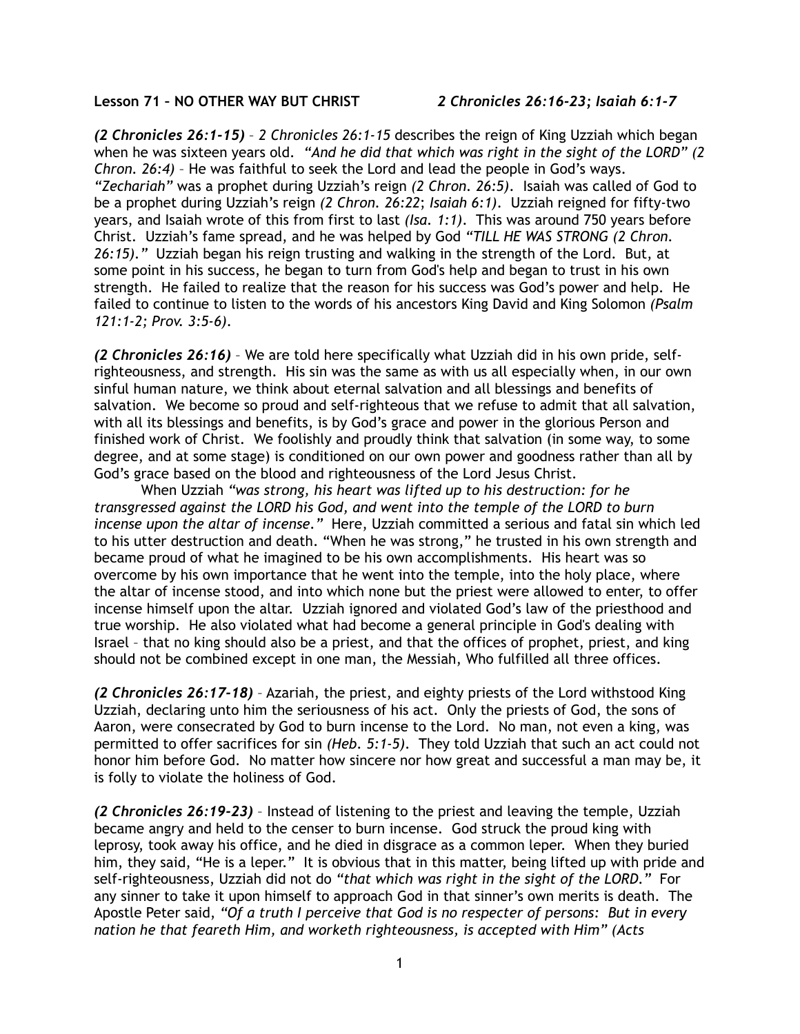**Lesson 71 – NO OTHER WAY BUT CHRIST** *2 Chronicles 26:16-23; Isaiah 6:1-7*

***(2 Chronicles 26:1-15)*** – *2 Chronicles 26:1-15* describes the reign of King Uzziah which began when he was sixteen years old. *"And he did that which was right in the sight of the LORD" (2 Chron. 26:4)* – He was faithful to seek the Lord and lead the people in God's ways. *"Zechariah"* was a prophet during Uzziah's reign *(2 Chron. 26:5)*. Isaiah was called of God to be a prophet during Uzziah's reign *(2 Chron. 26:22*; *Isaiah 6:1)*. Uzziah reigned for fifty-two years, and Isaiah wrote of this from first to last *(Isa. 1:1)*. This was around 750 years before Christ. Uzziah's fame spread, and he was helped by God *"TILL HE WAS STRONG (2 Chron. 26:15)."* Uzziah began his reign trusting and walking in the strength of the Lord. But, at some point in his success, he began to turn from God's help and began to trust in his own strength. He failed to realize that the reason for his success was God's power and help. He failed to continue to listen to the words of his ancestors King David and King Solomon *(Psalm 121:1-2; Prov. 3:5-6)*.

***(2 Chronicles 26:16)*** – We are told here specifically what Uzziah did in his own pride, self-righteousness, and strength. His sin was the same as with us all especially when, in our own sinful human nature, we think about eternal salvation and all blessings and benefits of salvation. We become so proud and self-righteous that we refuse to admit that all salvation, with all its blessings and benefits, is by God's grace and power in the glorious Person and finished work of Christ. We foolishly and proudly think that salvation (in some way, to some degree, and at some stage) is conditioned on our own power and goodness rather than all by God's grace based on the blood and righteousness of the Lord Jesus Christ.

When Uzziah *"was strong, his heart was lifted up to his destruction: for he transgressed against the LORD his God, and went into the temple of the LORD to burn incense upon the altar of incense."* Here, Uzziah committed a serious and fatal sin which led to his utter destruction and death. "When he was strong," he trusted in his own strength and became proud of what he imagined to be his own accomplishments. His heart was so overcome by his own importance that he went into the temple, into the holy place, where the altar of incense stood, and into which none but the priest were allowed to enter, to offer incense himself upon the altar. Uzziah ignored and violated God's law of the priesthood and true worship. He also violated what had become a general principle in God's dealing with Israel – that no king should also be a priest, and that the offices of prophet, priest, and king should not be combined except in one man, the Messiah, Who fulfilled all three offices.

***(2 Chronicles 26:17-18)*** – Azariah, the priest, and eighty priests of the Lord withstood King Uzziah, declaring unto him the seriousness of his act. Only the priests of God, the sons of Aaron, were consecrated by God to burn incense to the Lord. No man, not even a king, was permitted to offer sacrifices for sin *(Heb. 5:1-5)*. They told Uzziah that such an act could not honor him before God. No matter how sincere nor how great and successful a man may be, it is folly to violate the holiness of God.

***(2 Chronicles 26:19-23)*** – Instead of listening to the priest and leaving the temple, Uzziah became angry and held to the censer to burn incense. God struck the proud king with leprosy, took away his office, and he died in disgrace as a common leper. When they buried him, they said, "He is a leper." It is obvious that in this matter, being lifted up with pride and self-righteousness, Uzziah did not do *"that which was right in the sight of the LORD."* For any sinner to take it upon himself to approach God in that sinner's own merits is death. The Apostle Peter said, *"Of a truth I perceive that God is no respecter of persons: But in every nation he that feareth Him, and worketh righteousness, is accepted with Him" (Acts*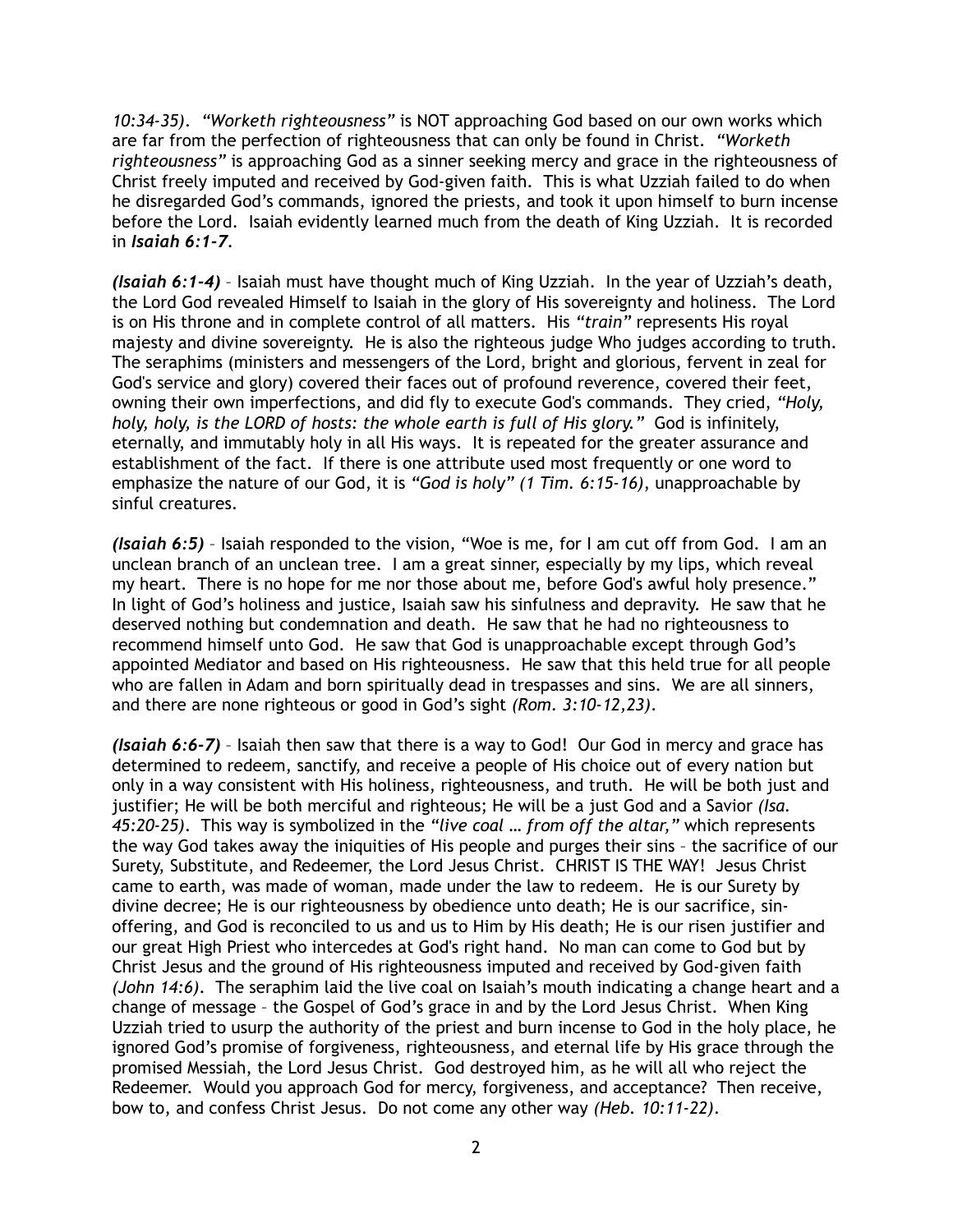*10:34-35)*. *"Worketh righteousness"* is NOT approaching God based on our own works which are far from the perfection of righteousness that can only be found in Christ. *"Worketh righteousness"* is approaching God as a sinner seeking mercy and grace in the righteousness of Christ freely imputed and received by God-given faith. This is what Uzziah failed to do when he disregarded God's commands, ignored the priests, and took it upon himself to burn incense before the Lord. Isaiah evidently learned much from the death of King Uzziah. It is recorded in ***Isaiah 6:1-7***.

***(Isaiah 6:1-4)*** – Isaiah must have thought much of King Uzziah. In the year of Uzziah's death, the Lord God revealed Himself to Isaiah in the glory of His sovereignty and holiness. The Lord is on His throne and in complete control of all matters. His *"train"* represents His royal majesty and divine sovereignty. He is also the righteous judge Who judges according to truth. The seraphims (ministers and messengers of the Lord, bright and glorious, fervent in zeal for God's service and glory) covered their faces out of profound reverence, covered their feet, owning their own imperfections, and did fly to execute God's commands. They cried, *"Holy, holy, holy, is the LORD of hosts: the whole earth is full of His glory."* God is infinitely, eternally, and immutably holy in all His ways. It is repeated for the greater assurance and establishment of the fact. If there is one attribute used most frequently or one word to emphasize the nature of our God, it is *"God is holy" (1 Tim. 6:15-16)*, unapproachable by sinful creatures.

***(Isaiah 6:5)*** – Isaiah responded to the vision, "Woe is me, for I am cut off from God. I am an unclean branch of an unclean tree. I am a great sinner, especially by my lips, which reveal my heart. There is no hope for me nor those about me, before God's awful holy presence." In light of God's holiness and justice, Isaiah saw his sinfulness and depravity. He saw that he deserved nothing but condemnation and death. He saw that he had no righteousness to recommend himself unto God. He saw that God is unapproachable except through God's appointed Mediator and based on His righteousness. He saw that this held true for all people who are fallen in Adam and born spiritually dead in trespasses and sins. We are all sinners, and there are none righteous or good in God's sight *(Rom. 3:10-12,23)*.

***(Isaiah 6:6-7)*** – Isaiah then saw that there is a way to God! Our God in mercy and grace has determined to redeem, sanctify, and receive a people of His choice out of every nation but only in a way consistent with His holiness, righteousness, and truth. He will be both just and justifier; He will be both merciful and righteous; He will be a just God and a Savior *(Isa. 45:20-25)*. This way is symbolized in the *"live coal … from off the altar,"* which represents the way God takes away the iniquities of His people and purges their sins – the sacrifice of our Surety, Substitute, and Redeemer, the Lord Jesus Christ. CHRIST IS THE WAY! Jesus Christ came to earth, was made of woman, made under the law to redeem. He is our Surety by divine decree; He is our righteousness by obedience unto death; He is our sacrifice, sin-offering, and God is reconciled to us and us to Him by His death; He is our risen justifier and our great High Priest who intercedes at God's right hand. No man can come to God but by Christ Jesus and the ground of His righteousness imputed and received by God-given faith *(John 14:6)*. The seraphim laid the live coal on Isaiah's mouth indicating a change heart and a change of message – the Gospel of God's grace in and by the Lord Jesus Christ. When King Uzziah tried to usurp the authority of the priest and burn incense to God in the holy place, he ignored God's promise of forgiveness, righteousness, and eternal life by His grace through the promised Messiah, the Lord Jesus Christ. God destroyed him, as he will all who reject the Redeemer. Would you approach God for mercy, forgiveness, and acceptance? Then receive, bow to, and confess Christ Jesus. Do not come any other way *(Heb. 10:11-22)*.